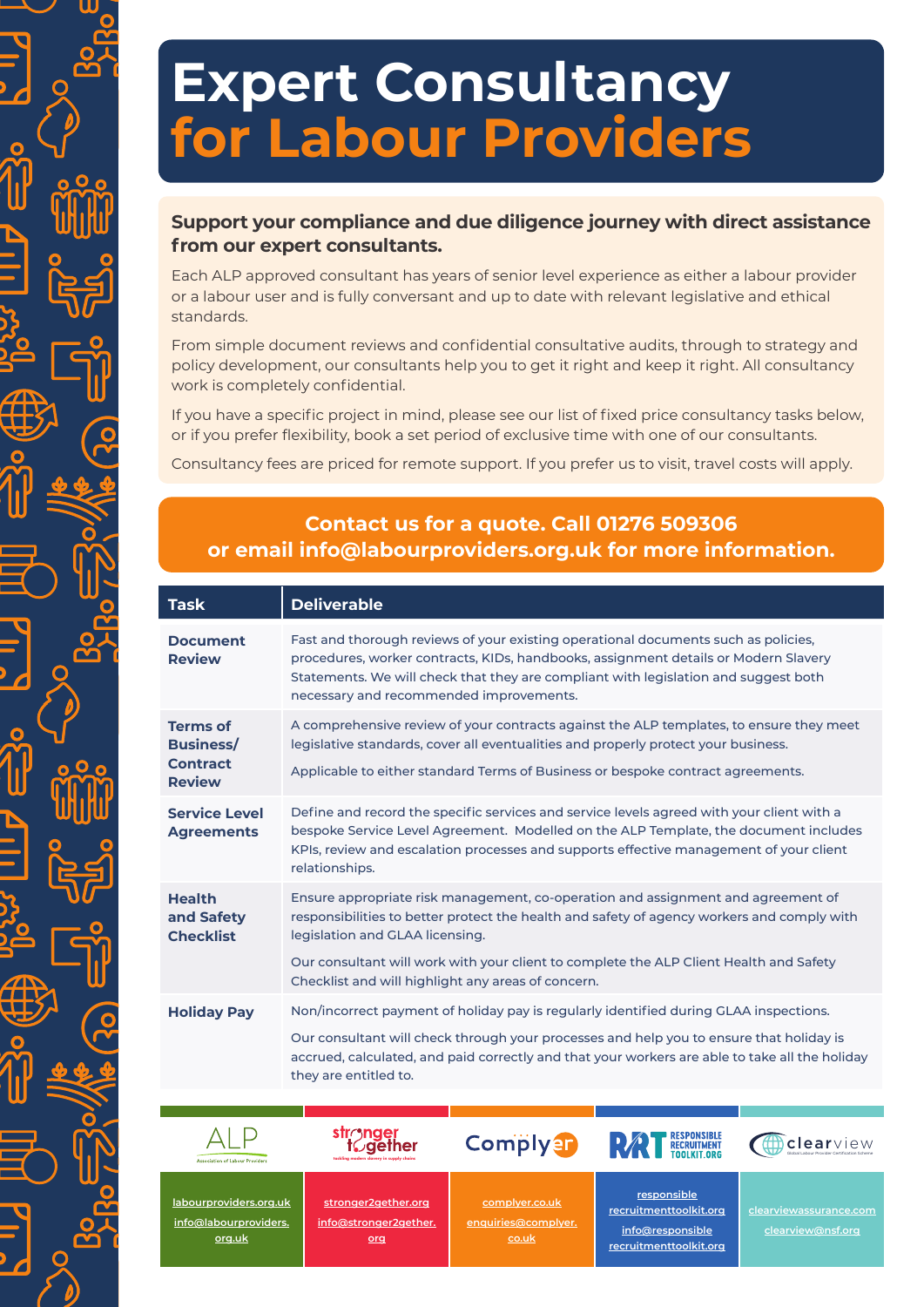# Expert Consultancy for Labour Providers

### Support your compliance and due diligence journey with direct assistance from our expert consultants.

Each ALP approved consultant has years of senior level experience as either a labour provider or a labour user and is fully conversant and up to date with relevant legislative and ethical standards.

From simple document reviews and confidential consultative audits, through to strategy and policy development, our consultants help you to get it right and keep it right. All consultancy work is completely confidential.

If you have a specific project in mind, please see our list of fixed price consultancy tasks below, or if you prefer flexibility, book a set period of exclusive time with one of our consultants.

Consultancy fees are priced for remote support. If you prefer us to visit, travel costs will apply.

**Contact us for a quote. Call 01276 509306 or email info@labourproviders.org.uk for more information.**

| Task | Deliverable |
|---|---|
| **Document Review** | Fast and thorough reviews of your existing operational documents such as policies, procedures, worker contracts, KIDs, handbooks, assignment details or Modern Slavery Statements. We will check that they are compliant with legislation and suggest both necessary and recommended improvements. |
| **Terms of Business/ Contract Review** | A comprehensive review of your contracts against the ALP templates, to ensure they meet legislative standards, cover all eventualities and properly protect your business.<br><br>Applicable to either standard Terms of Business or bespoke contract agreements. |
| **Service Level Agreements** | Define and record the specific services and service levels agreed with your client with a bespoke Service Level Agreement. Modelled on the ALP Template, the document includes KPIs, review and escalation processes and supports effective management of your client relationships. |
| **Health and Safety Checklist** | Ensure appropriate risk management, co-operation and assignment and agreement of responsibilities to better protect the health and safety of agency workers and comply with legislation and GLAA licensing.<br><br>Our consultant will work with your client to complete the ALP Client Health and Safety Checklist and will highlight any areas of concern. |
| **Holiday Pay** | Non/incorrect payment of holiday pay is regularly identified during GLAA inspections.<br><br>Our consultant will check through your processes and help you to ensure that holiday is accrued, calculated, and paid correctly and that your workers are able to take all the holiday they are entitled to. |

| ALP (Association of Labour Providers) | stronger together (tackling modern slavery in supply chains) | Complyer | RRT Responsible Recruitment Toolkit.org | clearview (Global Labour Provider Certification Scheme) |
|---|---|---|---|---|
| labourproviders.org.uk<br>info@labourproviders.org.uk | stronger2gether.org<br>info@stronger2gether.org | complyer.co.uk<br>enquiries@complyer.co.uk | responsiblerecruitmenttoolkit.org<br>info@responsiblerecruitmenttoolkit.org | clearviewassurance.com<br>clearview@nsf.org |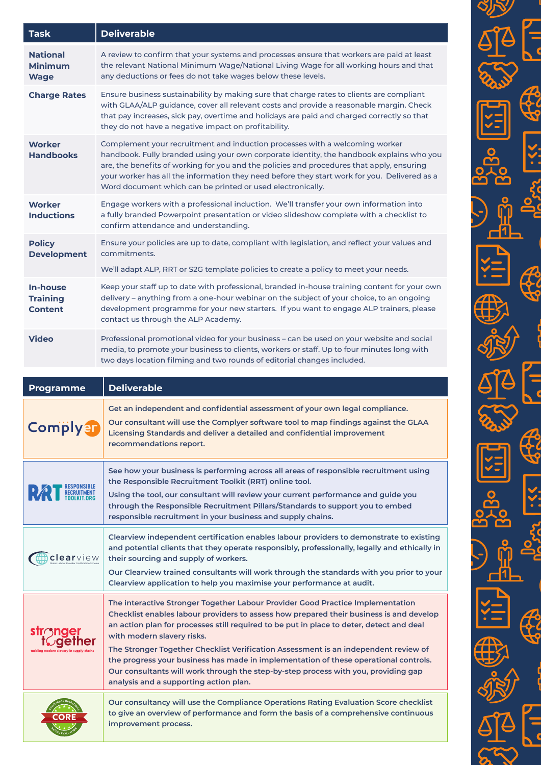| Task | Deliverable |
|---|---|
| **National Minimum Wage** | A review to confirm that your systems and processes ensure that workers are paid at least the relevant National Minimum Wage/National Living Wage for all working hours and that any deductions or fees do not take wages below these levels. |
| **Charge Rates** | Ensure business sustainability by making sure that charge rates to clients are compliant with GLAA/ALP guidance, cover all relevant costs and provide a reasonable margin. Check that pay increases, sick pay, overtime and holidays are paid and charged correctly so that they do not have a negative impact on profitability. |
| **Worker Handbooks** | Complement your recruitment and induction processes with a welcoming worker handbook. Fully branded using your own corporate identity, the handbook explains who you are, the benefits of working for you and the policies and procedures that apply, ensuring your worker has all the information they need before they start work for you. Delivered as a Word document which can be printed or used electronically. |
| **Worker Inductions** | Engage workers with a professional induction. We'll transfer your own information into a fully branded Powerpoint presentation or video slideshow complete with a checklist to confirm attendance and understanding. |
| **Policy Development** | Ensure your policies are up to date, compliant with legislation, and reflect your values and commitments. We'll adapt ALP, RRT or S2G template policies to create a policy to meet your needs. |
| **In-house Training Content** | Keep your staff up to date with professional, branded in-house training content for your own delivery – anything from a one-hour webinar on the subject of your choice, to an ongoing development programme for your new starters. If you want to engage ALP trainers, please contact us through the ALP Academy. |
| **Video** | Professional promotional video for your business – can be used on your website and social media, to promote your business to clients, workers or staff. Up to four minutes long with two days location filming and two rounds of editorial changes included. |

| Programme | Deliverable |
|---|---|
| Complyer | **Get an independent and confidential assessment of your own legal compliance.** **Our consultant will use the Complyer software tool to map findings against the GLAA Licensing Standards and deliver a detailed and confidential improvement recommendations report.** |
| RRT Responsible Recruitment Toolkit.org | **See how your business is performing across all areas of responsible recruitment using the Responsible Recruitment Toolkit (RRT) online tool.** **Using the tool, our consultant will review your current performance and guide you through the Responsible Recruitment Pillars/Standards to support you to embed responsible recruitment in your business and supply chains.** |
| clearview Global Labour Provider Certification Scheme | **Clearview independent certification enables labour providers to demonstrate to existing and potential clients that they operate responsibly, professionally, legally and ethically in their sourcing and supply of workers.** **Our Clearview trained consultants will work through the standards with you prior to your Clearview application to help you maximise your performance at audit.** |
| stronger together tackling modern slavery in supply chains | **The interactive Stronger Together Labour Provider Good Practice Implementation Checklist enables labour providers to assess how prepared their business is and develop an action plan for processes still required to be put in place to deter, detect and deal with modern slavery risks.** **The Stronger Together Checklist Verification Assessment is an independent review of the progress your business has made in implementation of these operational controls. Our consultants will work through the step-by-step process with you, providing gap analysis and a supporting action plan.** |
| CORE Compliance Operations Rating Evaluation | **Our consultancy will use the Compliance Operations Rating Evaluation Score checklist to give an overview of performance and form the basis of a comprehensive continuous improvement process.** |